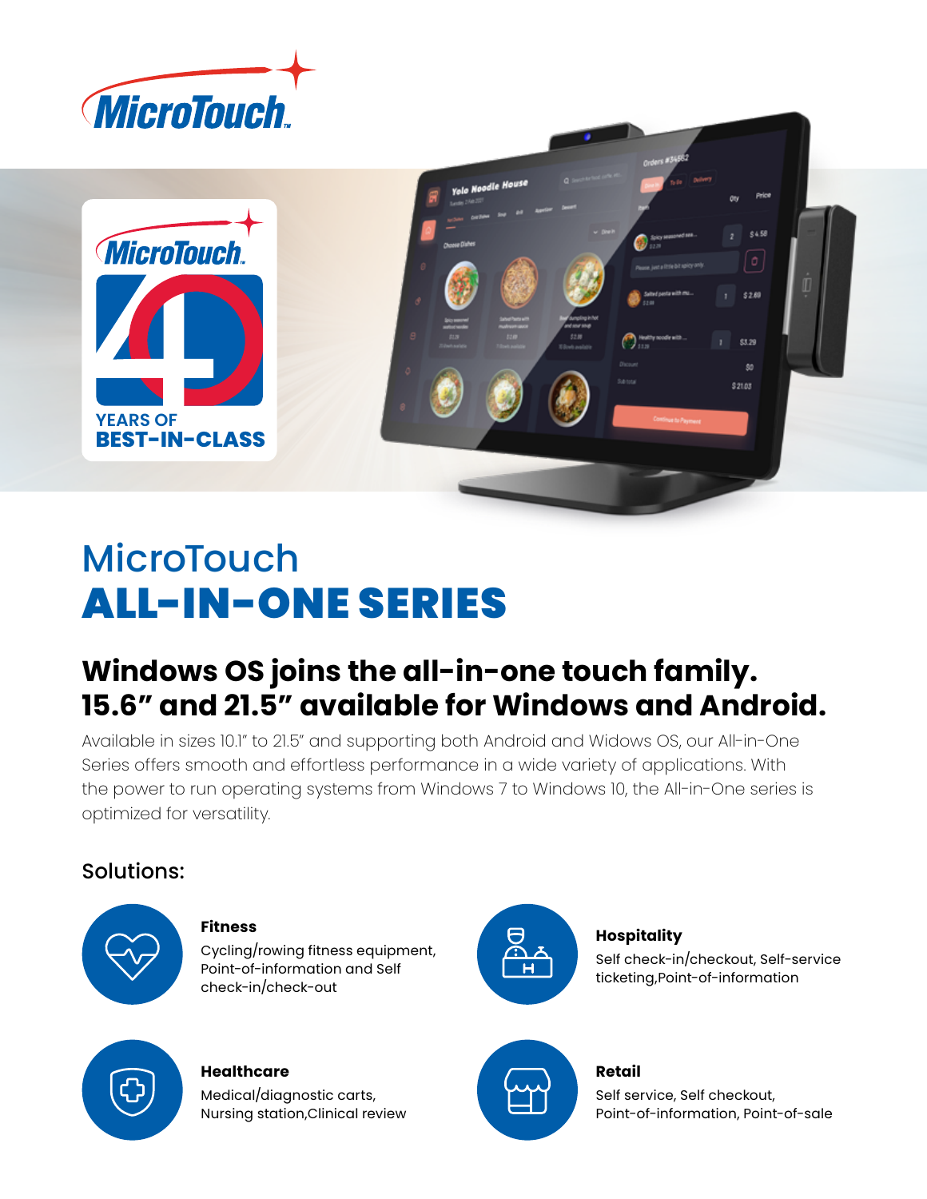# MicroTouch
# ALL-IN-ONE SERIES

## Windows OS joins the all-in-one touch family. 15.6" and 21.5" available for Windows and Android.

Available in sizes 10.1" to 21.5" and supporting both Android and Widows OS, our All-in-One Series offers smooth and effortless performance in a wide variety of applications. With the power to run operating systems from Windows 7 to Windows 10, the All-in-One series is optimized for versatility.

### Solutions:

**Fitness**
Cycling/rowing fitness equipment, Point-of-information and Self check-in/check-out

**Hospitality**
Self check-in/checkout, Self-service ticketing,Point-of-information

**Healthcare**
Medical/diagnostic carts, Nursing station,Clinical review

**Retail**
Self service, Self checkout, Point-of-information, Point-of-sale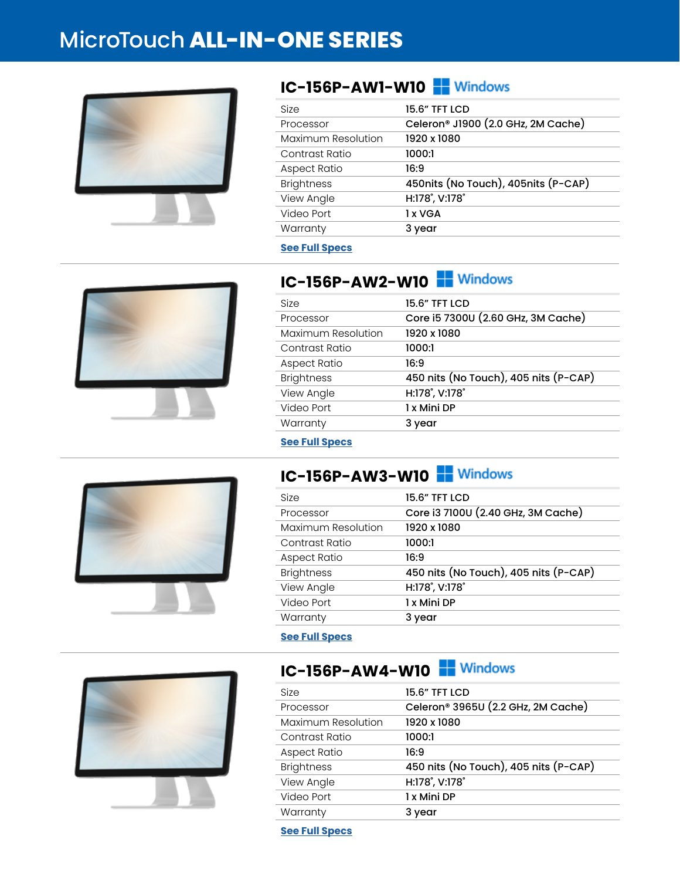# MicroTouch ALL-IN-ONE SERIES

## IC-156P-AW1-W10 Windows

| | |
|---|---|
| Size | 15.6" TFT LCD |
| Processor | Celeron® J1900 (2.0 GHz, 2M Cache) |
| Maximum Resolution | 1920 x 1080 |
| Contrast Ratio | 1000:1 |
| Aspect Ratio | 16:9 |
| Brightness | 450nits (No Touch), 405nits (P-CAP) |
| View Angle | H:178˚, V:178˚ |
| Video Port | 1 x VGA |
| Warranty | 3 year |

**See Full Specs**

## IC-156P-AW2-W10 Windows

| | |
|---|---|
| Size | 15.6" TFT LCD |
| Processor | Core i5 7300U (2.60 GHz, 3M Cache) |
| Maximum Resolution | 1920 x 1080 |
| Contrast Ratio | 1000:1 |
| Aspect Ratio | 16:9 |
| Brightness | 450 nits (No Touch), 405 nits (P-CAP) |
| View Angle | H:178˚, V:178˚ |
| Video Port | 1 x Mini DP |
| Warranty | 3 year |

**See Full Specs**

## IC-156P-AW3-W10 Windows

| | |
|---|---|
| Size | 15.6" TFT LCD |
| Processor | Core i3 7100U (2.40 GHz, 3M Cache) |
| Maximum Resolution | 1920 x 1080 |
| Contrast Ratio | 1000:1 |
| Aspect Ratio | 16:9 |
| Brightness | 450 nits (No Touch), 405 nits (P-CAP) |
| View Angle | H:178˚, V:178˚ |
| Video Port | 1 x Mini DP |
| Warranty | 3 year |

**See Full Specs**

## IC-156P-AW4-W10 Windows

| | |
|---|---|
| Size | 15.6" TFT LCD |
| Processor | Celeron® 3965U (2.2 GHz, 2M Cache) |
| Maximum Resolution | 1920 x 1080 |
| Contrast Ratio | 1000:1 |
| Aspect Ratio | 16:9 |
| Brightness | 450 nits (No Touch), 405 nits (P-CAP) |
| View Angle | H:178˚, V:178˚ |
| Video Port | 1 x Mini DP |
| Warranty | 3 year |

**See Full Specs**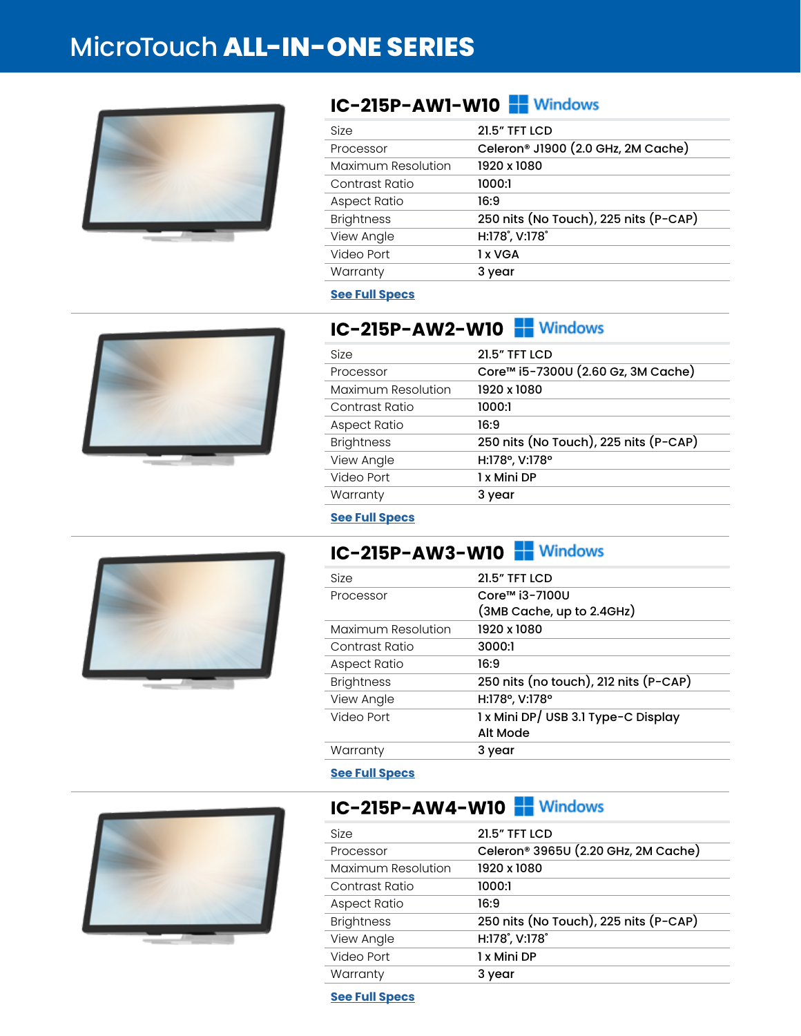# MicroTouch **ALL-IN-ONE SERIES**

## IC-215P-AW1-W10 Windows

| | |
|---|---|
| Size | 21.5" TFT LCD |
| Processor | Celeron® J1900 (2.0 GHz, 2M Cache) |
| Maximum Resolution | 1920 x 1080 |
| Contrast Ratio | 1000:1 |
| Aspect Ratio | 16:9 |
| Brightness | 250 nits (No Touch), 225 nits (P-CAP) |
| View Angle | H:178˚, V:178˚ |
| Video Port | 1 x VGA |
| Warranty | 3 year |

**See Full Specs**

## IC-215P-AW2-W10 Windows

| | |
|---|---|
| Size | 21.5" TFT LCD |
| Processor | Core™ i5-7300U (2.60 Gz, 3M Cache) |
| Maximum Resolution | 1920 x 1080 |
| Contrast Ratio | 1000:1 |
| Aspect Ratio | 16:9 |
| Brightness | 250 nits (No Touch), 225 nits (P-CAP) |
| View Angle | H:178º, V:178º |
| Video Port | 1 x Mini DP |
| Warranty | 3 year |

**See Full Specs**

## IC-215P-AW3-W10 Windows

| | |
|---|---|
| Size | 21.5" TFT LCD |
| Processor | Core™ i3-7100U (3MB Cache, up to 2.4GHz) |
| Maximum Resolution | 1920 x 1080 |
| Contrast Ratio | 3000:1 |
| Aspect Ratio | 16:9 |
| Brightness | 250 nits (no touch), 212 nits (P-CAP) |
| View Angle | H:178º, V:178º |
| Video Port | 1 x Mini DP/ USB 3.1 Type-C Display Alt Mode |
| Warranty | 3 year |

**See Full Specs**

## IC-215P-AW4-W10 Windows

| | |
|---|---|
| Size | 21.5" TFT LCD |
| Processor | Celeron® 3965U (2.20 GHz, 2M Cache) |
| Maximum Resolution | 1920 x 1080 |
| Contrast Ratio | 1000:1 |
| Aspect Ratio | 16:9 |
| Brightness | 250 nits (No Touch), 225 nits (P-CAP) |
| View Angle | H:178˚, V:178˚ |
| Video Port | 1 x Mini DP |
| Warranty | 3 year |

**See Full Specs**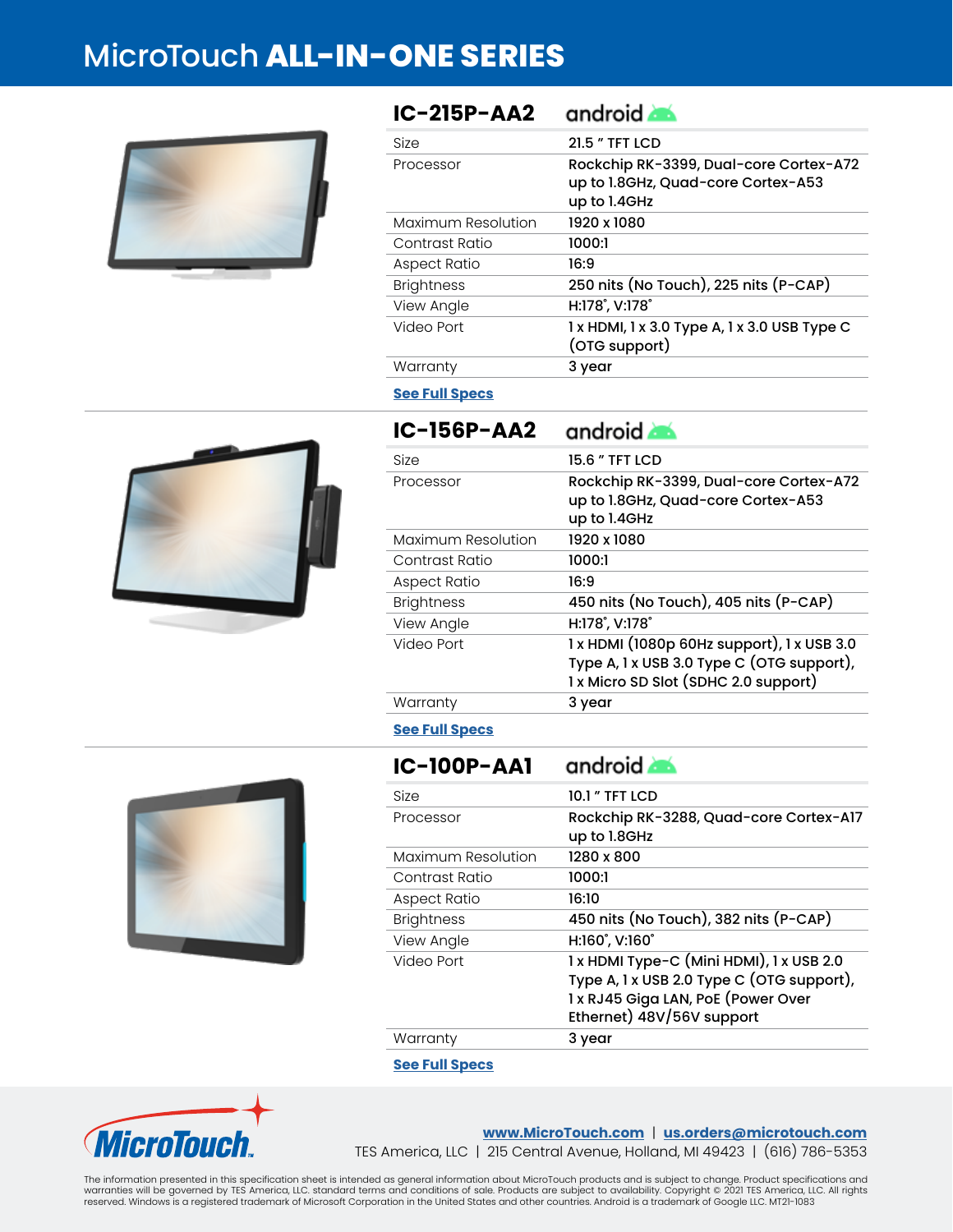# MicroTouch **ALL-IN-ONE SERIES**

## IC-215P-AA2 android

| | |
|---|---|
| Size | 21.5 ” TFT LCD |
| Processor | Rockchip RK-3399, Dual-core Cortex-A72 up to 1.8GHz, Quad-core Cortex-A53 up to 1.4GHz |
| Maximum Resolution | 1920 x 1080 |
| Contrast Ratio | 1000:1 |
| Aspect Ratio | 16:9 |
| Brightness | 250 nits (No Touch), 225 nits (P-CAP) |
| View Angle | H:178˚, V:178˚ |
| Video Port | 1 x HDMI, 1 x 3.0 Type A, 1 x 3.0 USB Type C (OTG support) |
| Warranty | 3 year |

**See Full Specs**

## IC-156P-AA2 android

| | |
|---|---|
| Size | 15.6 ” TFT LCD |
| Processor | Rockchip RK-3399, Dual-core Cortex-A72 up to 1.8GHz, Quad-core Cortex-A53 up to 1.4GHz |
| Maximum Resolution | 1920 x 1080 |
| Contrast Ratio | 1000:1 |
| Aspect Ratio | 16:9 |
| Brightness | 450 nits (No Touch), 405 nits (P-CAP) |
| View Angle | H:178˚, V:178˚ |
| Video Port | 1 x HDMI (1080p 60Hz support), 1 x USB 3.0 Type A, 1 x USB 3.0 Type C (OTG support), 1 x Micro SD Slot (SDHC 2.0 support) |
| Warranty | 3 year |

**See Full Specs**

## IC-100P-AA1 android

| | |
|---|---|
| Size | 10.1 ” TFT LCD |
| Processor | Rockchip RK-3288, Quad-core Cortex-A17 up to 1.8GHz |
| Maximum Resolution | 1280 x 800 |
| Contrast Ratio | 1000:1 |
| Aspect Ratio | 16:10 |
| Brightness | 450 nits (No Touch), 382 nits (P-CAP) |
| View Angle | H:160˚, V:160˚ |
| Video Port | 1 x HDMI Type-C (Mini HDMI), 1 x USB 2.0 Type A, 1 x USB 2.0 Type C (OTG support), 1 x RJ45 Giga LAN, PoE (Power Over Ethernet) 48V/56V support |
| Warranty | 3 year |

**See Full Specs**

MicroTouch

**www.MicroTouch.com** | **us.orders@microtouch.com**

TES America, LLC | 215 Central Avenue, Holland, MI 49423 | (616) 786-5353

The information presented in this specification sheet is intended as general information about MicroTouch products and is subject to change. Product specifications and warranties will be governed by TES America, LLC. standard terms and conditions of sale. Products are subject to availability. Copyright © 2021 TES America, LLC. All rights reserved. Windows is a registered trademark of Microsoft Corporation in the United States and other countries. Android is a trademark of Google LLC. MT21-1083